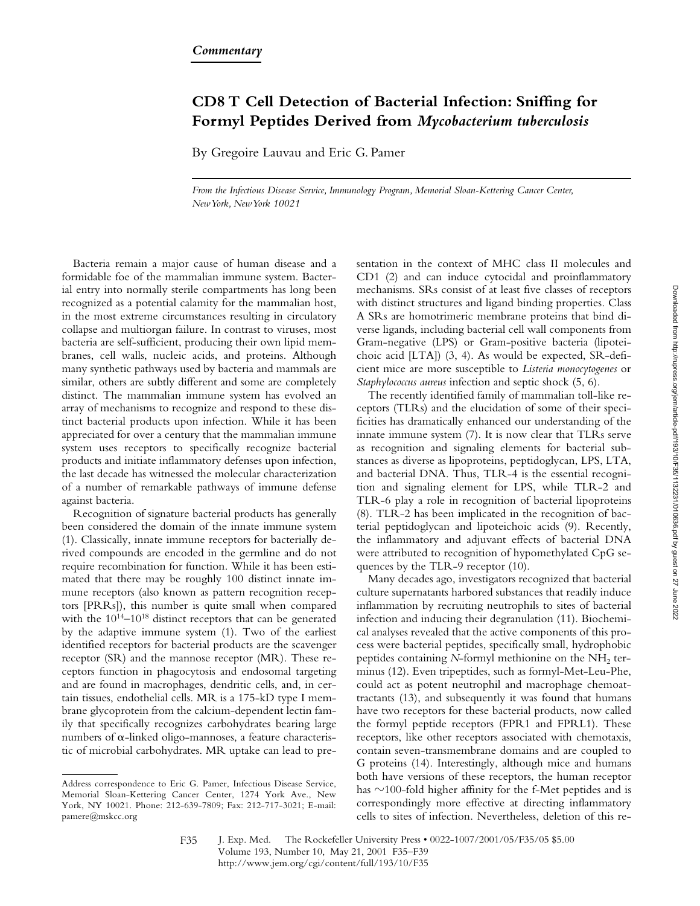*Commentary*

# CD8 T Cell Detection of Bacterial Infection: Sniffing for Formyl Peptides Derived from *Mycobacterium tuberculosis*

By Gregoire Lauvau and Eric G. Pamer

*From the Infectious Disease Service, Immunology Program, Memorial Sloan-Kettering Cancer Center, New York, New York 10021*

Bacteria remain a major cause of human disease and a formidable foe of the mammalian immune system. Bacterial entry into normally sterile compartments has long been recognized as a potential calamity for the mammalian host, in the most extreme circumstances resulting in circulatory collapse and multiorgan failure. In contrast to viruses, most bacteria are self-sufficient, producing their own lipid membranes, cell walls, nucleic acids, and proteins. Although many synthetic pathways used by bacteria and mammals are similar, others are subtly different and some are completely distinct. The mammalian immune system has evolved an array of mechanisms to recognize and respond to these distinct bacterial products upon infection. While it has been appreciated for over a century that the mammalian immune system uses receptors to specifically recognize bacterial products and initiate inflammatory defenses upon infection, the last decade has witnessed the molecular characterization of a number of remarkable pathways of immune defense against bacteria.

Recognition of signature bacterial products has generally been considered the domain of the innate immune system (1). Classically, innate immune receptors for bacterially derived compounds are encoded in the germline and do not require recombination for function. While it has been estimated that there may be roughly 100 distinct innate immune receptors (also known as pattern recognition receptors [PRRs]), this number is quite small when compared with the $10^{14}$–$10^{18}$ distinct receptors that can be generated by the adaptive immune system (1). Two of the earliest identified receptors for bacterial products are the scavenger receptor (SR) and the mannose receptor (MR). These receptors function in phagocytosis and endosomal targeting and are found in macrophages, dendritic cells, and, in certain tissues, endothelial cells. MR is a 175-kD type I membrane glycoprotein from the calcium-dependent lectin family that specifically recognizes carbohydrates bearing large numbers of α-linked oligo-mannoses, a feature characteristic of microbial carbohydrates. MR uptake can lead to presentation in the context of MHC class II molecules and CD1 (2) and can induce cytocidal and proinflammatory mechanisms. SRs consist of at least five classes of receptors with distinct structures and ligand binding properties. Class A SRs are homotrimeric membrane proteins that bind diverse ligands, including bacterial cell wall components from Gram-negative (LPS) or Gram-positive bacteria (lipoteichoic acid [LTA]) (3, 4). As would be expected, SR-deficient mice are more susceptible to *Listeria monocytogenes* or *Staphylococcus aureus* infection and septic shock (5, 6).

The recently identified family of mammalian toll-like receptors (TLRs) and the elucidation of some of their specificities has dramatically enhanced our understanding of the innate immune system (7). It is now clear that TLRs serve as recognition and signaling elements for bacterial substances as diverse as lipoproteins, peptidoglycan, LPS, LTA, and bacterial DNA. Thus, TLR-4 is the essential recognition and signaling element for LPS, while TLR-2 and TLR-6 play a role in recognition of bacterial lipoproteins (8). TLR-2 has been implicated in the recognition of bacterial peptidoglycan and lipoteichoic acids (9). Recently, the inflammatory and adjuvant effects of bacterial DNA were attributed to recognition of hypomethylated CpG sequences by the TLR-9 receptor (10).

Many decades ago, investigators recognized that bacterial culture supernatants harbored substances that readily induce inflammation by recruiting neutrophils to sites of bacterial infection and inducing their degranulation (11). Biochemical analyses revealed that the active components of this process were bacterial peptides, specifically small, hydrophobic peptides containing *N*-formyl methionine on the $NH_2$ terminus (12). Even tripeptides, such as formyl-Met-Leu-Phe, could act as potent neutrophil and macrophage chemoattractants (13), and subsequently it was found that humans have two receptors for these bacterial products, now called the formyl peptide receptors (FPR1 and FPRL1). These receptors, like other receptors associated with chemotaxis, contain seven-transmembrane domains and are coupled to G proteins (14). Interestingly, although mice and humans both have versions of these receptors, the human receptor has ~100-fold higher affinity for the f-Met peptides and is correspondingly more effective at directing inflammatory cells to sites of infection. Nevertheless, deletion of this re-

Address correspondence to Eric G. Pamer, Infectious Disease Service, Memorial Sloan-Kettering Cancer Center, 1274 York Ave., New York, NY 10021. Phone: 212-639-7809; Fax: 212-717-3021; E-mail: pamere@mskcc.org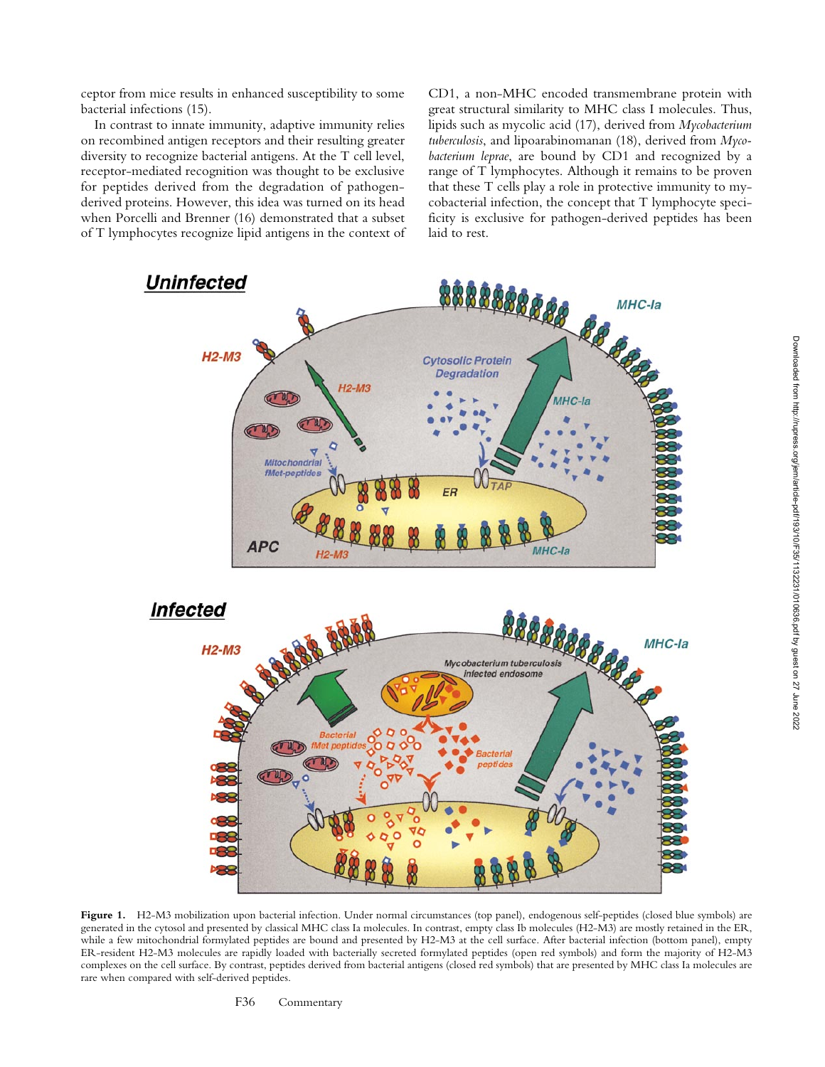ceptor from mice results in enhanced susceptibility to some bacterial infections (15).

In contrast to innate immunity, adaptive immunity relies on recombined antigen receptors and their resulting greater diversity to recognize bacterial antigens. At the T cell level, receptor-mediated recognition was thought to be exclusive for peptides derived from the degradation of pathogen-derived proteins. However, this idea was turned on its head when Porcelli and Brenner (16) demonstrated that a subset of T lymphocytes recognize lipid antigens in the context of CD1, a non-MHC encoded transmembrane protein with great structural similarity to MHC class I molecules. Thus, lipids such as mycolic acid (17), derived from *Mycobacterium tuberculosis*, and lipoarabinomanan (18), derived from *Mycobacterium leprae*, are bound by CD1 and recognized by a range of T lymphocytes. Although it remains to be proven that these T cells play a role in protective immunity to mycobacterial infection, the concept that T lymphocyte specificity is exclusive for pathogen-derived peptides has been laid to rest.

**Figure 1.** H2-M3 mobilization upon bacterial infection. Under normal circumstances (top panel), endogenous self-peptides (closed blue symbols) are generated in the cytosol and presented by classical MHC class Ia molecules. In contrast, empty class Ib molecules (H2-M3) are mostly retained in the ER, while a few mitochondrial formylated peptides are bound and presented by H2-M3 at the cell surface. After bacterial infection (bottom panel), empty ER-resident H2-M3 molecules are rapidly loaded with bacterially secreted formylated peptides (open red symbols) and form the majority of H2-M3 complexes on the cell surface. By contrast, peptides derived from bacterial antigens (closed red symbols) that are presented by MHC class Ia molecules are rare when compared with self-derived peptides.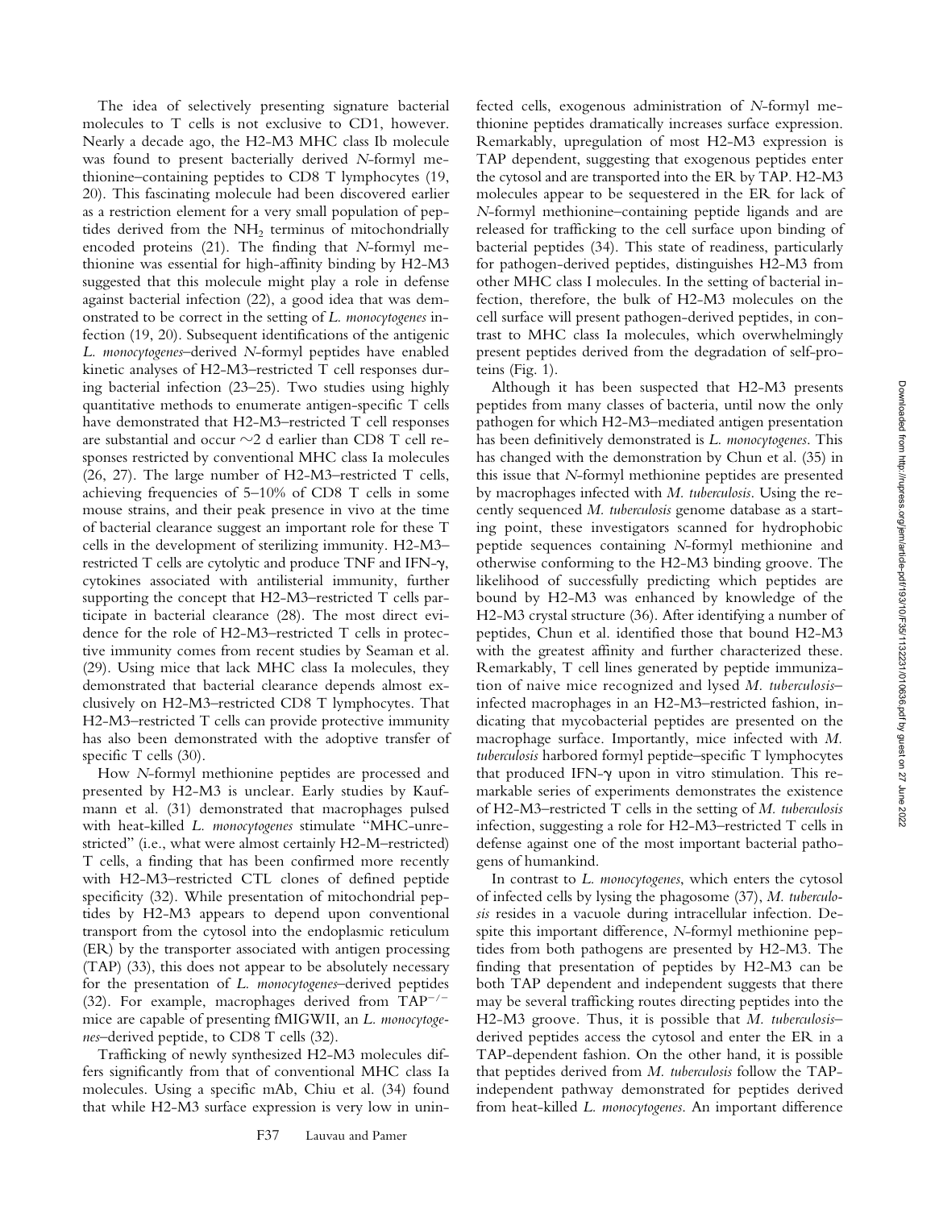The idea of selectively presenting signature bacterial molecules to T cells is not exclusive to CD1, however. Nearly a decade ago, the H2-M3 MHC class Ib molecule was found to present bacterially derived *N*-formyl methionine–containing peptides to CD8 T lymphocytes (19, 20). This fascinating molecule had been discovered earlier as a restriction element for a very small population of peptides derived from the $NH_2$ terminus of mitochondrially encoded proteins (21). The finding that *N*-formyl methionine was essential for high-affinity binding by H2-M3 suggested that this molecule might play a role in defense against bacterial infection (22), a good idea that was demonstrated to be correct in the setting of *L. monocytogenes* infection (19, 20). Subsequent identifications of the antigenic *L. monocytogenes*–derived *N*-formyl peptides have enabled kinetic analyses of H2-M3–restricted T cell responses during bacterial infection (23–25). Two studies using highly quantitative methods to enumerate antigen-specific T cells have demonstrated that H2-M3–restricted T cell responses are substantial and occur ~2 d earlier than CD8 T cell responses restricted by conventional MHC class Ia molecules (26, 27). The large number of H2-M3–restricted T cells, achieving frequencies of 5–10% of CD8 T cells in some mouse strains, and their peak presence in vivo at the time of bacterial clearance suggest an important role for these T cells in the development of sterilizing immunity. H2-M3–restricted T cells are cytolytic and produce TNF and IFN-γ, cytokines associated with antilisterial immunity, further supporting the concept that H2-M3–restricted T cells participate in bacterial clearance (28). The most direct evidence for the role of H2-M3–restricted T cells in protective immunity comes from recent studies by Seaman et al. (29). Using mice that lack MHC class Ia molecules, they demonstrated that bacterial clearance depends almost exclusively on H2-M3–restricted CD8 T lymphocytes. That H2-M3–restricted T cells can provide protective immunity has also been demonstrated with the adoptive transfer of specific T cells (30).

How *N*-formyl methionine peptides are processed and presented by H2-M3 is unclear. Early studies by Kaufmann et al. (31) demonstrated that macrophages pulsed with heat-killed *L. monocytogenes* stimulate "MHC-unrestricted" (i.e., what were almost certainly H2-M–restricted) T cells, a finding that has been confirmed more recently with H2-M3–restricted CTL clones of defined peptide specificity (32). While presentation of mitochondrial peptides by H2-M3 appears to depend upon conventional transport from the cytosol into the endoplasmic reticulum (ER) by the transporter associated with antigen processing (TAP) (33), this does not appear to be absolutely necessary for the presentation of *L. monocytogenes*–derived peptides (32). For example, macrophages derived from $TAP^{-/-}$ mice are capable of presenting fMIGWII, an *L. monocytogenes*–derived peptide, to CD8 T cells (32).

Trafficking of newly synthesized H2-M3 molecules differs significantly from that of conventional MHC class Ia molecules. Using a specific mAb, Chiu et al. (34) found that while H2-M3 surface expression is very low in uninfected cells, exogenous administration of *N*-formyl methionine peptides dramatically increases surface expression. Remarkably, upregulation of most H2-M3 expression is TAP dependent, suggesting that exogenous peptides enter the cytosol and are transported into the ER by TAP. H2-M3 molecules appear to be sequestered in the ER for lack of *N*-formyl methionine–containing peptide ligands and are released for trafficking to the cell surface upon binding of bacterial peptides (34). This state of readiness, particularly for pathogen-derived peptides, distinguishes H2-M3 from other MHC class I molecules. In the setting of bacterial infection, therefore, the bulk of H2-M3 molecules on the cell surface will present pathogen-derived peptides, in contrast to MHC class Ia molecules, which overwhelmingly present peptides derived from the degradation of self-proteins (Fig. 1).

Although it has been suspected that H2-M3 presents peptides from many classes of bacteria, until now the only pathogen for which H2-M3–mediated antigen presentation has been definitively demonstrated is *L. monocytogenes*. This has changed with the demonstration by Chun et al. (35) in this issue that *N*-formyl methionine peptides are presented by macrophages infected with *M. tuberculosis*. Using the recently sequenced *M. tuberculosis* genome database as a starting point, these investigators scanned for hydrophobic peptide sequences containing *N*-formyl methionine and otherwise conforming to the H2-M3 binding groove. The likelihood of successfully predicting which peptides are bound by H2-M3 was enhanced by knowledge of the H2-M3 crystal structure (36). After identifying a number of peptides, Chun et al. identified those that bound H2-M3 with the greatest affinity and further characterized these. Remarkably, T cell lines generated by peptide immunization of naive mice recognized and lysed *M. tuberculosis*–infected macrophages in an H2-M3–restricted fashion, indicating that mycobacterial peptides are presented on the macrophage surface. Importantly, mice infected with *M. tuberculosis* harbored formyl peptide–specific T lymphocytes that produced IFN-γ upon in vitro stimulation. This remarkable series of experiments demonstrates the existence of H2-M3–restricted T cells in the setting of *M. tuberculosis* infection, suggesting a role for H2-M3–restricted T cells in defense against one of the most important bacterial pathogens of humankind.

In contrast to *L. monocytogenes*, which enters the cytosol of infected cells by lysing the phagosome (37), *M. tuberculosis* resides in a vacuole during intracellular infection. Despite this important difference, *N*-formyl methionine peptides from both pathogens are presented by H2-M3. The finding that presentation of peptides by H2-M3 can be both TAP dependent and independent suggests that there may be several trafficking routes directing peptides into the H2-M3 groove. Thus, it is possible that *M. tuberculosis*–derived peptides access the cytosol and enter the ER in a TAP-dependent fashion. On the other hand, it is possible that peptides derived from *M. tuberculosis* follow the TAP-independent pathway demonstrated for peptides derived from heat-killed *L. monocytogenes*. An important difference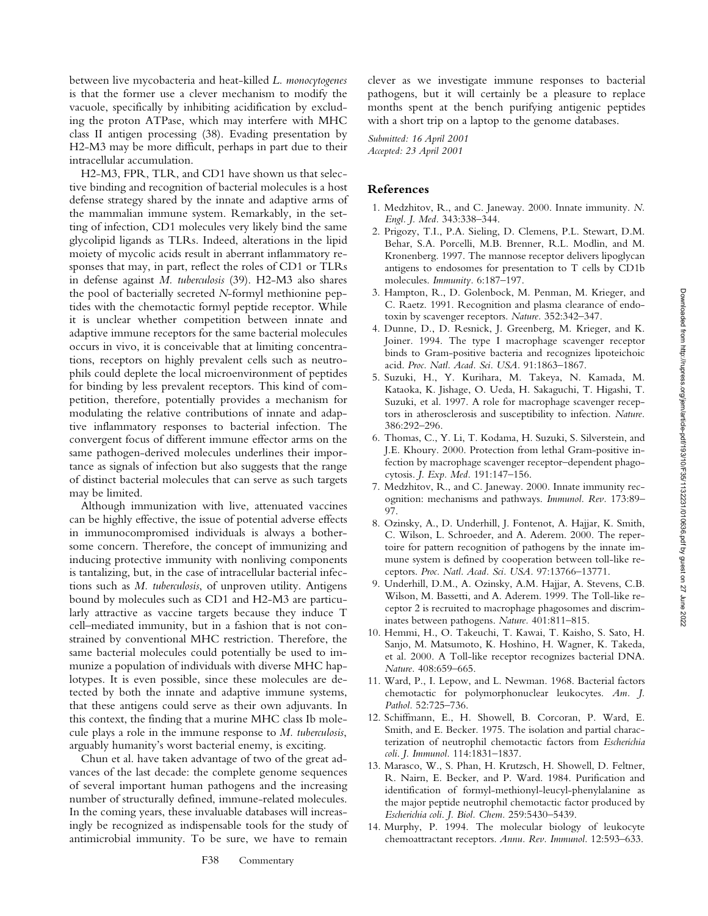between live mycobacteria and heat-killed *L. monocytogenes* is that the former use a clever mechanism to modify the vacuole, specifically by inhibiting acidification by excluding the proton ATPase, which may interfere with MHC class II antigen processing (38). Evading presentation by H2-M3 may be more difficult, perhaps in part due to their intracellular accumulation.

H2-M3, FPR, TLR, and CD1 have shown us that selective binding and recognition of bacterial molecules is a host defense strategy shared by the innate and adaptive arms of the mammalian immune system. Remarkably, in the setting of infection, CD1 molecules very likely bind the same glycolipid ligands as TLRs. Indeed, alterations in the lipid moiety of mycolic acids result in aberrant inflammatory responses that may, in part, reflect the roles of CD1 or TLRs in defense against *M. tuberculosis* (39). H2-M3 also shares the pool of bacterially secreted *N*-formyl methionine peptides with the chemotactic formyl peptide receptor. While it is unclear whether competition between innate and adaptive immune receptors for the same bacterial molecules occurs in vivo, it is conceivable that at limiting concentrations, receptors on highly prevalent cells such as neutrophils could deplete the local microenvironment of peptides for binding by less prevalent receptors. This kind of competition, therefore, potentially provides a mechanism for modulating the relative contributions of innate and adaptive inflammatory responses to bacterial infection. The convergent focus of different immune effector arms on the same pathogen-derived molecules underlines their importance as signals of infection but also suggests that the range of distinct bacterial molecules that can serve as such targets may be limited.

Although immunization with live, attenuated vaccines can be highly effective, the issue of potential adverse effects in immunocompromised individuals is always a bothersome concern. Therefore, the concept of immunizing and inducing protective immunity with nonliving components is tantalizing, but, in the case of intracellular bacterial infections such as *M. tuberculosis*, of unproven utility. Antigens bound by molecules such as CD1 and H2-M3 are particularly attractive as vaccine targets because they induce T cell–mediated immunity, but in a fashion that is not constrained by conventional MHC restriction. Therefore, the same bacterial molecules could potentially be used to immunize a population of individuals with diverse MHC haplotypes. It is even possible, since these molecules are detected by both the innate and adaptive immune systems, that these antigens could serve as their own adjuvants. In this context, the finding that a murine MHC class Ib molecule plays a role in the immune response to *M. tuberculosis*, arguably humanity's worst bacterial enemy, is exciting.

Chun et al. have taken advantage of two of the great advances of the last decade: the complete genome sequences of several important human pathogens and the increasing number of structurally defined, immune-related molecules. In the coming years, these invaluable databases will increasingly be recognized as indispensable tools for the study of antimicrobial immunity. To be sure, we have to remain clever as we investigate immune responses to bacterial pathogens, but it will certainly be a pleasure to replace months spent at the bench purifying antigenic peptides with a short trip on a laptop to the genome databases.

*Submitted: 16 April 2001*
*Accepted: 23 April 2001*

## References

1. Medzhitov, R., and C. Janeway. 2000. Innate immunity. *N. Engl. J. Med.* 343:338–344.
2. Prigozy, T.I., P.A. Sieling, D. Clemens, P.L. Stewart, D.M. Behar, S.A. Porcelli, M.B. Brenner, R.L. Modlin, and M. Kronenberg. 1997. The mannose receptor delivers lipoglycan antigens to endosomes for presentation to T cells by CD1b molecules. *Immunity.* 6:187–197.
3. Hampton, R., D. Golenbock, M. Penman, M. Krieger, and C. Raetz. 1991. Recognition and plasma clearance of endotoxin by scavenger receptors. *Nature.* 352:342–347.
4. Dunne, D., D. Resnick, J. Greenberg, M. Krieger, and K. Joiner. 1994. The type I macrophage scavenger receptor binds to Gram-positive bacteria and recognizes lipoteichoic acid. *Proc. Natl. Acad. Sci. USA.* 91:1863–1867.
5. Suzuki, H., Y. Kurihara, M. Takeya, N. Kamada, M. Kataoka, K. Jishage, O. Ueda, H. Sakaguchi, T. Higashi, T. Suzuki, et al. 1997. A role for macrophage scavenger receptors in atherosclerosis and susceptibility to infection. *Nature.* 386:292–296.
6. Thomas, C., Y. Li, T. Kodama, H. Suzuki, S. Silverstein, and J.E. Khoury. 2000. Protection from lethal Gram-positive infection by macrophage scavenger receptor–dependent phagocytosis. *J. Exp. Med.* 191:147–156.
7. Medzhitov, R., and C. Janeway. 2000. Innate immunity recognition: mechanisms and pathways. *Immunol. Rev.* 173:89–97.
8. Ozinsky, A., D. Underhill, J. Fontenot, A. Hajjar, K. Smith, C. Wilson, L. Schroeder, and A. Aderem. 2000. The repertoire for pattern recognition of pathogens by the innate immune system is defined by cooperation between toll-like receptors. *Proc. Natl. Acad. Sci. USA.* 97:13766–13771.
9. Underhill, D.M., A. Ozinsky, A.M. Hajjar, A. Stevens, C.B. Wilson, M. Bassetti, and A. Aderem. 1999. The Toll-like receptor 2 is recruited to macrophage phagosomes and discriminates between pathogens. *Nature.* 401:811–815.
10. Hemmi, H., O. Takeuchi, T. Kawai, T. Kaisho, S. Sato, H. Sanjo, M. Matsumoto, K. Hoshino, H. Wagner, K. Takeda, et al. 2000. A Toll-like receptor recognizes bacterial DNA. *Nature.* 408:659–665.
11. Ward, P., I. Lepow, and L. Newman. 1968. Bacterial factors chemotactic for polymorphonuclear leukocytes. *Am. J. Pathol.* 52:725–736.
12. Schiffmann, E., H. Showell, B. Corcoran, P. Ward, E. Smith, and E. Becker. 1975. The isolation and partial characterization of neutrophil chemotactic factors from *Escherichia coli*. *J. Immunol.* 114:1831–1837.
13. Marasco, W., S. Phan, H. Krutzsch, H. Showell, D. Feltner, R. Nairn, E. Becker, and P. Ward. 1984. Purification and identification of formyl-methionyl-leucyl-phenylalanine as the major peptide neutrophil chemotactic factor produced by *Escherichia coli*. *J. Biol. Chem.* 259:5430–5439.
14. Murphy, P. 1994. The molecular biology of leukocyte chemoattractant receptors. *Annu. Rev. Immunol.* 12:593–633.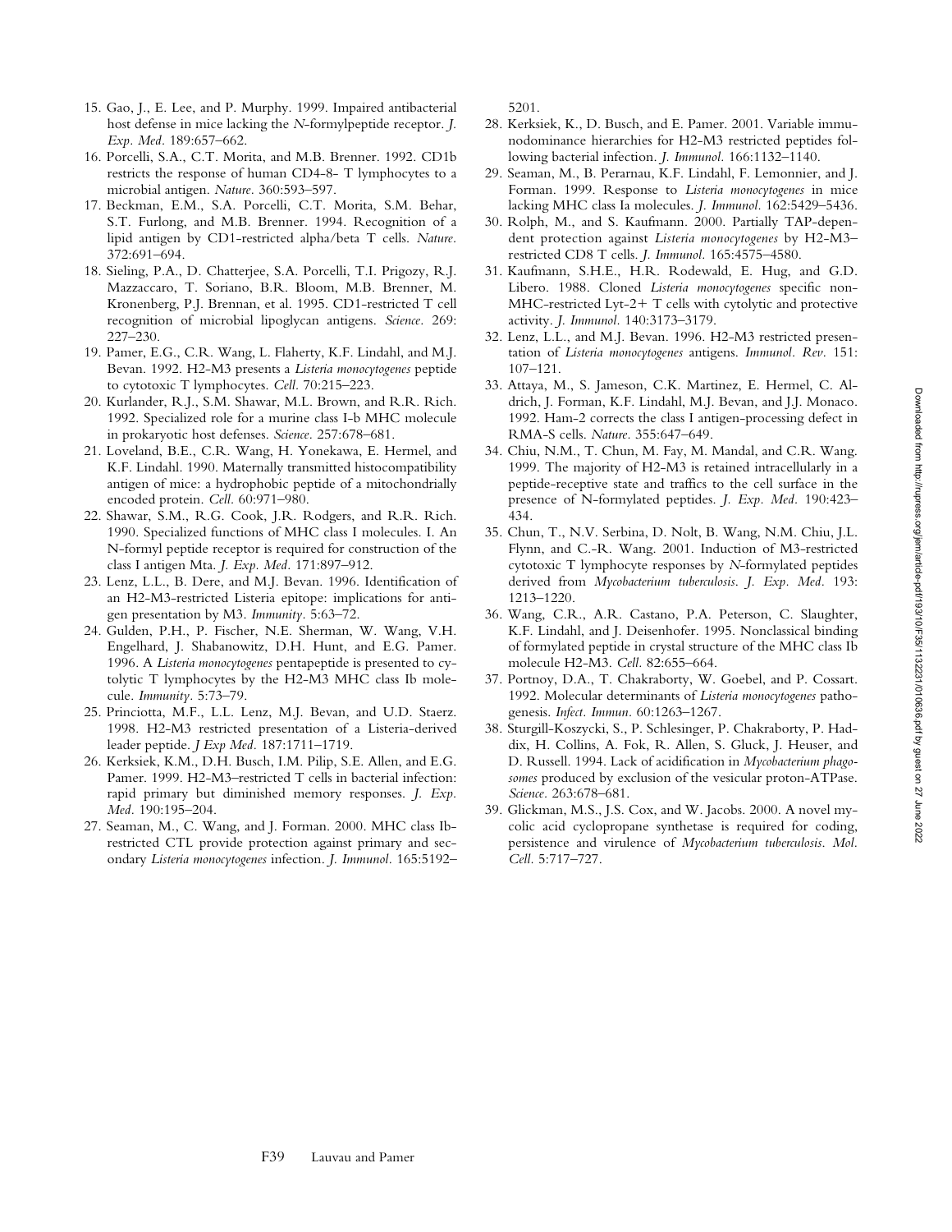15. Gao, J., E. Lee, and P. Murphy. 1999. Impaired antibacterial host defense in mice lacking the *N*-formylpeptide receptor. *J. Exp. Med.* 189:657–662.
16. Porcelli, S.A., C.T. Morita, and M.B. Brenner. 1992. CD1b restricts the response of human CD4-8- T lymphocytes to a microbial antigen. *Nature.* 360:593–597.
17. Beckman, E.M., S.A. Porcelli, C.T. Morita, S.M. Behar, S.T. Furlong, and M.B. Brenner. 1994. Recognition of a lipid antigen by CD1-restricted alpha/beta T cells. *Nature.* 372:691–694.
18. Sieling, P.A., D. Chatterjee, S.A. Porcelli, T.I. Prigozy, R.J. Mazzaccaro, T. Soriano, B.R. Bloom, M.B. Brenner, M. Kronenberg, P.J. Brennan, et al. 1995. CD1-restricted T cell recognition of microbial lipoglycan antigens. *Science.* 269: 227–230.
19. Pamer, E.G., C.R. Wang, L. Flaherty, K.F. Lindahl, and M.J. Bevan. 1992. H2-M3 presents a *Listeria monocytogenes* peptide to cytotoxic T lymphocytes. *Cell.* 70:215–223.
20. Kurlander, R.J., S.M. Shawar, M.L. Brown, and R.R. Rich. 1992. Specialized role for a murine class I-b MHC molecule in prokaryotic host defenses. *Science.* 257:678–681.
21. Loveland, B.E., C.R. Wang, H. Yonekawa, E. Hermel, and K.F. Lindahl. 1990. Maternally transmitted histocompatibility antigen of mice: a hydrophobic peptide of a mitochondrially encoded protein. *Cell.* 60:971–980.
22. Shawar, S.M., R.G. Cook, J.R. Rodgers, and R.R. Rich. 1990. Specialized functions of MHC class I molecules. I. An N-formyl peptide receptor is required for construction of the class I antigen Mta. *J. Exp. Med.* 171:897–912.
23. Lenz, L.L., B. Dere, and M.J. Bevan. 1996. Identification of an H2-M3-restricted Listeria epitope: implications for antigen presentation by M3. *Immunity.* 5:63–72.
24. Gulden, P.H., P. Fischer, N.E. Sherman, W. Wang, V.H. Engelhard, J. Shabanowitz, D.H. Hunt, and E.G. Pamer. 1996. A *Listeria monocytogenes* pentapeptide is presented to cytolytic T lymphocytes by the H2-M3 MHC class Ib molecule. *Immunity.* 5:73–79.
25. Princiotta, M.F., L.L. Lenz, M.J. Bevan, and U.D. Staerz. 1998. H2-M3 restricted presentation of a Listeria-derived leader peptide. *J Exp Med.* 187:1711–1719.
26. Kerksiek, K.M., D.H. Busch, I.M. Pilip, S.E. Allen, and E.G. Pamer. 1999. H2-M3–restricted T cells in bacterial infection: rapid primary but diminished memory responses. *J. Exp. Med.* 190:195–204.
27. Seaman, M., C. Wang, and J. Forman. 2000. MHC class Ib-restricted CTL provide protection against primary and secondary *Listeria monocytogenes* infection. *J. Immunol.* 165:5192–5201.
28. Kerksiek, K., D. Busch, and E. Pamer. 2001. Variable immunodominance hierarchies for H2-M3 restricted peptides following bacterial infection. *J. Immunol.* 166:1132–1140.
29. Seaman, M., B. Perarnau, K.F. Lindahl, F. Lemonnier, and J. Forman. 1999. Response to *Listeria monocytogenes* in mice lacking MHC class Ia molecules. *J. Immunol.* 162:5429–5436.
30. Rolph, M., and S. Kaufmann. 2000. Partially TAP-dependent protection against *Listeria monocytogenes* by H2-M3–restricted CD8 T cells. *J. Immunol.* 165:4575–4580.
31. Kaufmann, S.H.E., H.R. Rodewald, E. Hug, and G.D. Libero. 1988. Cloned *Listeria monocytogenes* specific non-MHC-restricted Lyt-2+ T cells with cytolytic and protective activity. *J. Immunol.* 140:3173–3179.
32. Lenz, L.L., and M.J. Bevan. 1996. H2-M3 restricted presentation of *Listeria monocytogenes* antigens. *Immunol. Rev.* 151: 107–121.
33. Attaya, M., S. Jameson, C.K. Martinez, E. Hermel, C. Aldrich, J. Forman, K.F. Lindahl, M.J. Bevan, and J.J. Monaco. 1992. Ham-2 corrects the class I antigen-processing defect in RMA-S cells. *Nature.* 355:647–649.
34. Chiu, N.M., T. Chun, M. Fay, M. Mandal, and C.R. Wang. 1999. The majority of H2-M3 is retained intracellularly in a peptide-receptive state and traffics to the cell surface in the presence of N-formylated peptides. *J. Exp. Med.* 190:423–434.
35. Chun, T., N.V. Serbina, D. Nolt, B. Wang, N.M. Chiu, J.L. Flynn, and C.-R. Wang. 2001. Induction of M3-restricted cytotoxic T lymphocyte responses by *N*-formylated peptides derived from *Mycobacterium tuberculosis*. *J. Exp. Med.* 193: 1213–1220.
36. Wang, C.R., A.R. Castano, P.A. Peterson, C. Slaughter, K.F. Lindahl, and J. Deisenhofer. 1995. Nonclassical binding of formylated peptide in crystal structure of the MHC class Ib molecule H2-M3. *Cell.* 82:655–664.
37. Portnoy, D.A., T. Chakraborty, W. Goebel, and P. Cossart. 1992. Molecular determinants of *Listeria monocytogenes* pathogenesis. *Infect. Immun.* 60:1263–1267.
38. Sturgill-Koszycki, S., P. Schlesinger, P. Chakraborty, P. Haddix, H. Collins, A. Fok, R. Allen, S. Gluck, J. Heuser, and D. Russell. 1994. Lack of acidification in *Mycobacterium phagosomes* produced by exclusion of the vesicular proton-ATPase. *Science.* 263:678–681.
39. Glickman, M.S., J.S. Cox, and W. Jacobs. 2000. A novel mycolic acid cyclopropane synthetase is required for coding, persistence and virulence of *Mycobacterium tuberculosis*. *Mol. Cell.* 5:717–727.